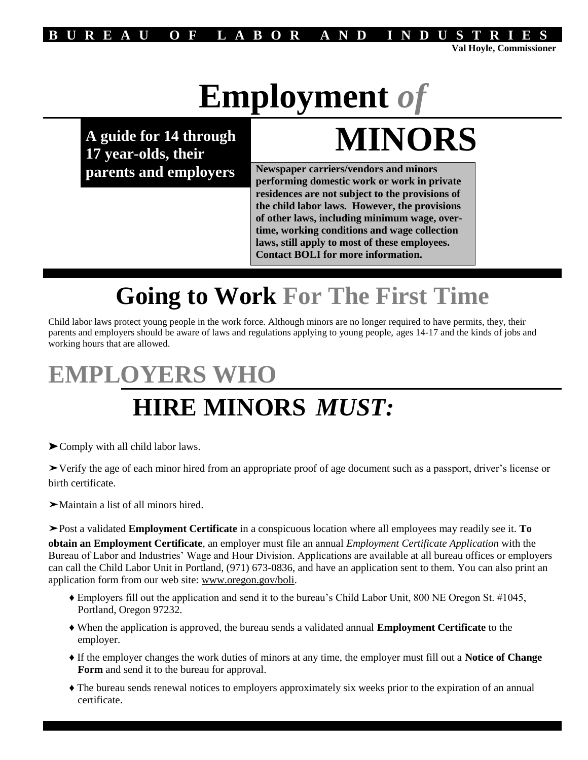BUREAU OF LABOR AND INDUSTRIES

**Val Hoyle, Commissioner**

# Employment *of* MINORS

**A guide for 14 through 17 year-olds, their parents and employers**

**Newspaper carriers/vendors and minors performing domestic work or work in private residences are not subject to the provisions of the child labor laws. However, the provisions of other laws, including minimum wage, overtime, working conditions and wage collection laws, still apply to most of these employees. Contact BOLI for more information.**

## Going to Work For The First Time

Child labor laws protect young people in the work force. Although minors are no longer required to have permits, they, their parents and employers should be aware of laws and regulations applying to young people, ages 14-17 and the kinds of jobs and working hours that are allowed.

## EMPLOYERS WHO HIRE MINORS *MUST:*

➤Comply with all child labor laws.

➤Verify the age of each minor hired from an appropriate proof of age document such as a passport, driver's license or birth certificate.

➤Maintain a list of all minors hired.

➤Post a validated **Employment Certificate** in a conspicuous location where all employees may readily see it. **To obtain an Employment Certificate**, an employer must file an annual *Employment Certificate Application* with the Bureau of Labor and Industries' Wage and Hour Division. Applications are available at all bureau offices or employers can call the Child Labor Unit in Portland, (971) 673-0836, and have an application sent to them. You can also print an application form from our web site: www.oregon.gov/boli.

- Employers fill out the application and send it to the bureau's Child Labor Unit, 800 NE Oregon St. #1045, Portland, Oregon 97232.
- When the application is approved, the bureau sends a validated annual **Employment Certificate** to the employer.
- If the employer changes the work duties of minors at any time, the employer must fill out a **Notice of Change Form** and send it to the bureau for approval.
- The bureau sends renewal notices to employers approximately six weeks prior to the expiration of an annual certificate.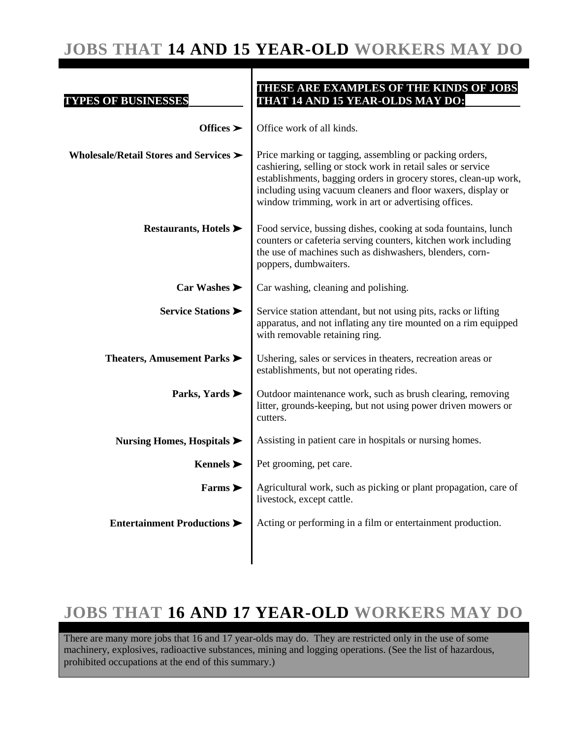# JOBS THAT 14 AND 15 YEAR-OLD WORKERS MAY DO

| TYPES OF BUSINESSES | THESE ARE EXAMPLES OF THE KINDS OF JOBS THAT 14 AND 15 YEAR-OLDS MAY DO: |
|---|---|
| **Offices ➤** | Office work of all kinds. |
| **Wholesale/Retail Stores and Services ➤** | Price marking or tagging, assembling or packing orders, cashiering, selling or stock work in retail sales or service establishments, bagging orders in grocery stores, clean-up work, including using vacuum cleaners and floor waxers, display or window trimming, work in art or advertising offices. |
| **Restaurants, Hotels ➤** | Food service, bussing dishes, cooking at soda fountains, lunch counters or cafeteria serving counters, kitchen work including the use of machines such as dishwashers, blenders, corn-poppers, dumbwaiters. |
| **Car Washes ➤** | Car washing, cleaning and polishing. |
| **Service Stations ➤** | Service station attendant, but not using pits, racks or lifting apparatus, and not inflating any tire mounted on a rim equipped with removable retaining ring. |
| **Theaters, Amusement Parks ➤** | Ushering, sales or services in theaters, recreation areas or establishments, but not operating rides. |
| **Parks, Yards ➤** | Outdoor maintenance work, such as brush clearing, removing litter, grounds-keeping, but not using power driven mowers or cutters. |
| **Nursing Homes, Hospitals ➤** | Assisting in patient care in hospitals or nursing homes. |
| **Kennels ➤** | Pet grooming, pet care. |
| **Farms ➤** | Agricultural work, such as picking or plant propagation, care of livestock, except cattle. |
| **Entertainment Productions ➤** | Acting or performing in a film or entertainment production. |

# JOBS THAT 16 AND 17 YEAR-OLD WORKERS MAY DO

There are many more jobs that 16 and 17 year-olds may do. They are restricted only in the use of some machinery, explosives, radioactive substances, mining and logging operations. (See the list of hazardous, prohibited occupations at the end of this summary.)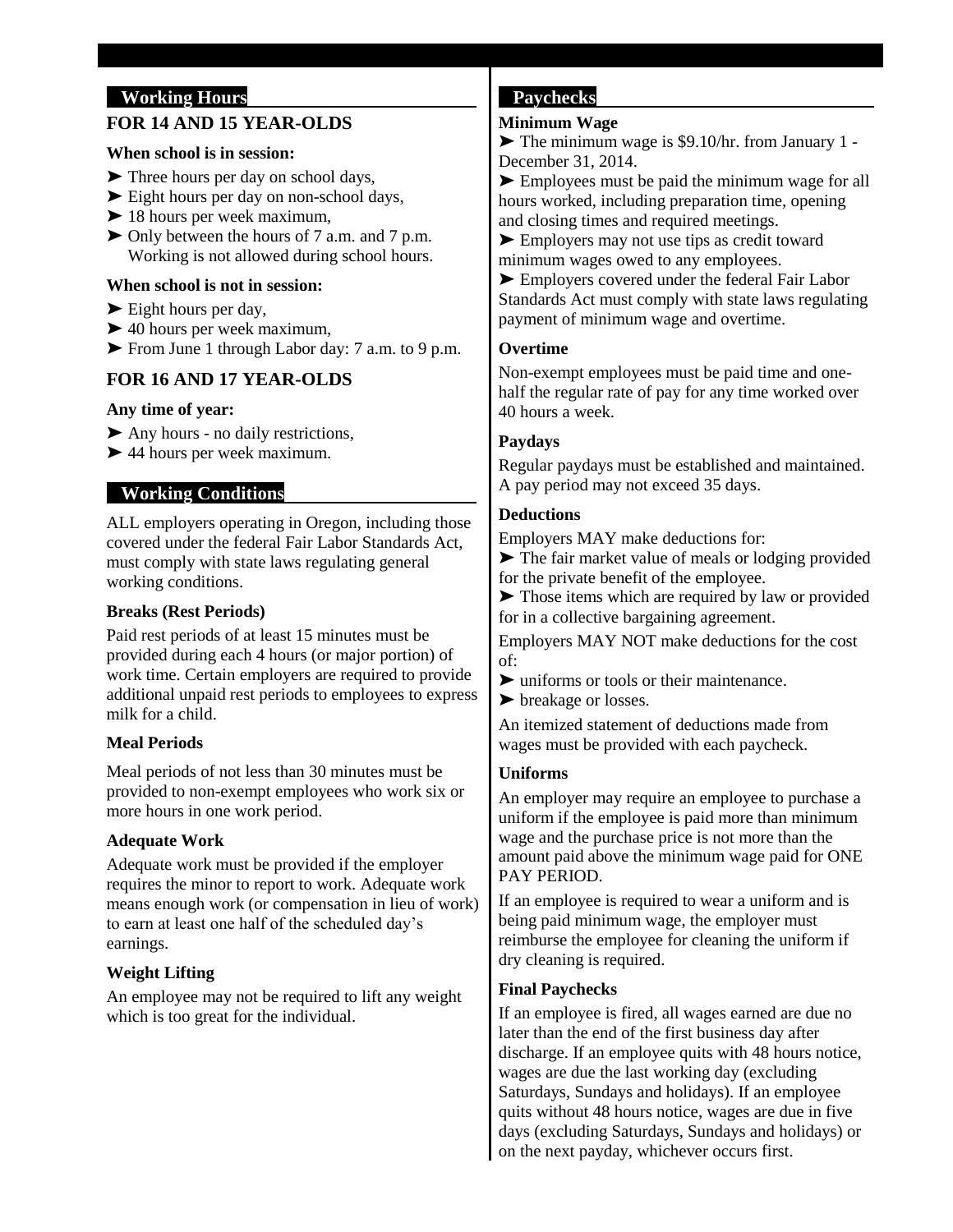## Working Hours

### FOR 14 AND 15 YEAR-OLDS

**When school is in session:**

- ➤ Three hours per day on school days,
- ➤ Eight hours per day on non-school days,
- ➤ 18 hours per week maximum,
- ➤ Only between the hours of 7 a.m. and 7 p.m. Working is not allowed during school hours.

**When school is not in session:**

- ➤ Eight hours per day,
- ➤ 40 hours per week maximum,
- ➤ From June 1 through Labor day: 7 a.m. to 9 p.m.

### FOR 16 AND 17 YEAR-OLDS

**Any time of year:**

- ➤ Any hours - no daily restrictions,
- ➤ 44 hours per week maximum.

## Working Conditions

ALL employers operating in Oregon, including those covered under the federal Fair Labor Standards Act, must comply with state laws regulating general working conditions.

**Breaks (Rest Periods)**

Paid rest periods of at least 15 minutes must be provided during each 4 hours (or major portion) of work time. Certain employers are required to provide additional unpaid rest periods to employees to express milk for a child.

**Meal Periods**

Meal periods of not less than 30 minutes must be provided to non-exempt employees who work six or more hours in one work period.

**Adequate Work**

Adequate work must be provided if the employer requires the minor to report to work. Adequate work means enough work (or compensation in lieu of work) to earn at least one half of the scheduled day's earnings.

**Weight Lifting**

An employee may not be required to lift any weight which is too great for the individual.

## Paychecks

**Minimum Wage**

- ➤ The minimum wage is $9.10/hr. from January 1 - December 31, 2014.
- ➤ Employees must be paid the minimum wage for all hours worked, including preparation time, opening and closing times and required meetings.
- ➤ Employers may not use tips as credit toward minimum wages owed to any employees.
- ➤ Employers covered under the federal Fair Labor Standards Act must comply with state laws regulating payment of minimum wage and overtime.

**Overtime**

Non-exempt employees must be paid time and one-half the regular rate of pay for any time worked over 40 hours a week.

**Paydays**

Regular paydays must be established and maintained. A pay period may not exceed 35 days.

**Deductions**

Employers MAY make deductions for:

- ➤ The fair market value of meals or lodging provided for the private benefit of the employee.
- ➤ Those items which are required by law or provided for in a collective bargaining agreement.

Employers MAY NOT make deductions for the cost of:

- ➤ uniforms or tools or their maintenance.
- ➤ breakage or losses.

An itemized statement of deductions made from wages must be provided with each paycheck.

**Uniforms**

An employer may require an employee to purchase a uniform if the employee is paid more than minimum wage and the purchase price is not more than the amount paid above the minimum wage paid for ONE PAY PERIOD.

If an employee is required to wear a uniform and is being paid minimum wage, the employer must reimburse the employee for cleaning the uniform if dry cleaning is required.

**Final Paychecks**

If an employee is fired, all wages earned are due no later than the end of the first business day after discharge. If an employee quits with 48 hours notice, wages are due the last working day (excluding Saturdays, Sundays and holidays). If an employee quits without 48 hours notice, wages are due in five days (excluding Saturdays, Sundays and holidays) or on the next payday, whichever occurs first.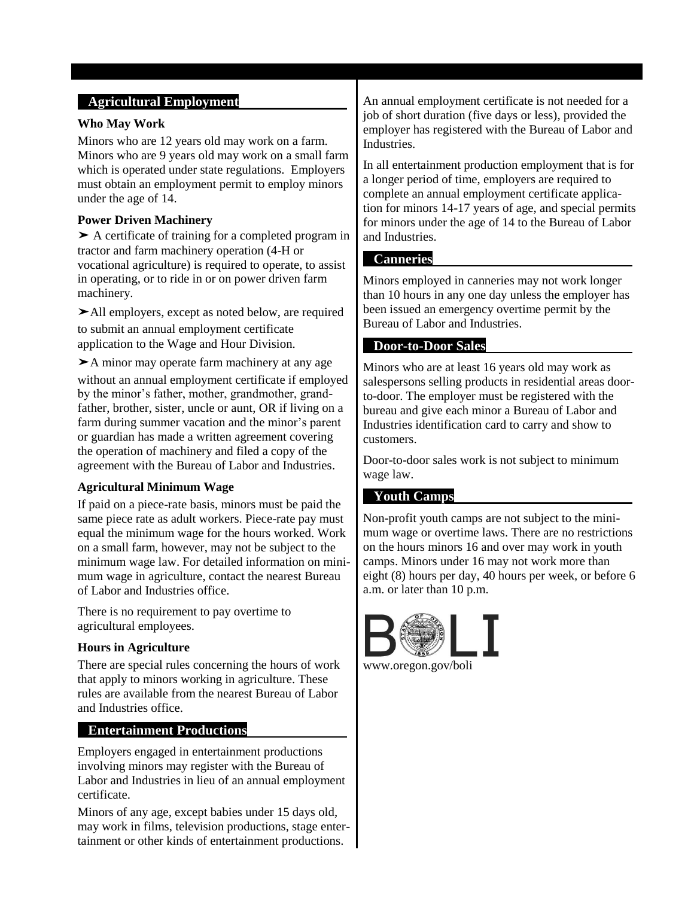## Agricultural Employment

### Who May Work

Minors who are 12 years old may work on a farm. Minors who are 9 years old may work on a small farm which is operated under state regulations. Employers must obtain an employment permit to employ minors under the age of 14.

### Power Driven Machinery

➤ A certificate of training for a completed program in tractor and farm machinery operation (4-H or vocational agriculture) is required to operate, to assist in operating, or to ride in or on power driven farm machinery.

➤ All employers, except as noted below, are required to submit an annual employment certificate application to the Wage and Hour Division.

➤ A minor may operate farm machinery at any age without an annual employment certificate if employed by the minor's father, mother, grandmother, grandfather, brother, sister, uncle or aunt, OR if living on a farm during summer vacation and the minor's parent or guardian has made a written agreement covering the operation of machinery and filed a copy of the agreement with the Bureau of Labor and Industries.

### Agricultural Minimum Wage

If paid on a piece-rate basis, minors must be paid the same piece rate as adult workers. Piece-rate pay must equal the minimum wage for the hours worked. Work on a small farm, however, may not be subject to the minimum wage law. For detailed information on minimum wage in agriculture, contact the nearest Bureau of Labor and Industries office.

There is no requirement to pay overtime to agricultural employees.

### Hours in Agriculture

There are special rules concerning the hours of work that apply to minors working in agriculture. These rules are available from the nearest Bureau of Labor and Industries office.

## Entertainment Productions

Employers engaged in entertainment productions involving minors may register with the Bureau of Labor and Industries in lieu of an annual employment certificate.

Minors of any age, except babies under 15 days old, may work in films, television productions, stage entertainment or other kinds of entertainment productions.

An annual employment certificate is not needed for a job of short duration (five days or less), provided the employer has registered with the Bureau of Labor and Industries.

In all entertainment production employment that is for a longer period of time, employers are required to complete an annual employment certificate application for minors 14-17 years of age, and special permits for minors under the age of 14 to the Bureau of Labor and Industries.

## Canneries

Minors employed in canneries may not work longer than 10 hours in any one day unless the employer has been issued an emergency overtime permit by the Bureau of Labor and Industries.

## Door-to-Door Sales

Minors who are at least 16 years old may work as salespersons selling products in residential areas door-to-door. The employer must be registered with the bureau and give each minor a Bureau of Labor and Industries identification card to carry and show to customers.

Door-to-door sales work is not subject to minimum wage law.

## Youth Camps

Non-profit youth camps are not subject to the minimum wage or overtime laws. There are no restrictions on the hours minors 16 and over may work in youth camps. Minors under 16 may not work more than eight (8) hours per day, 40 hours per week, or before 6 a.m. or later than 10 p.m.

BOLI

www.oregon.gov/boli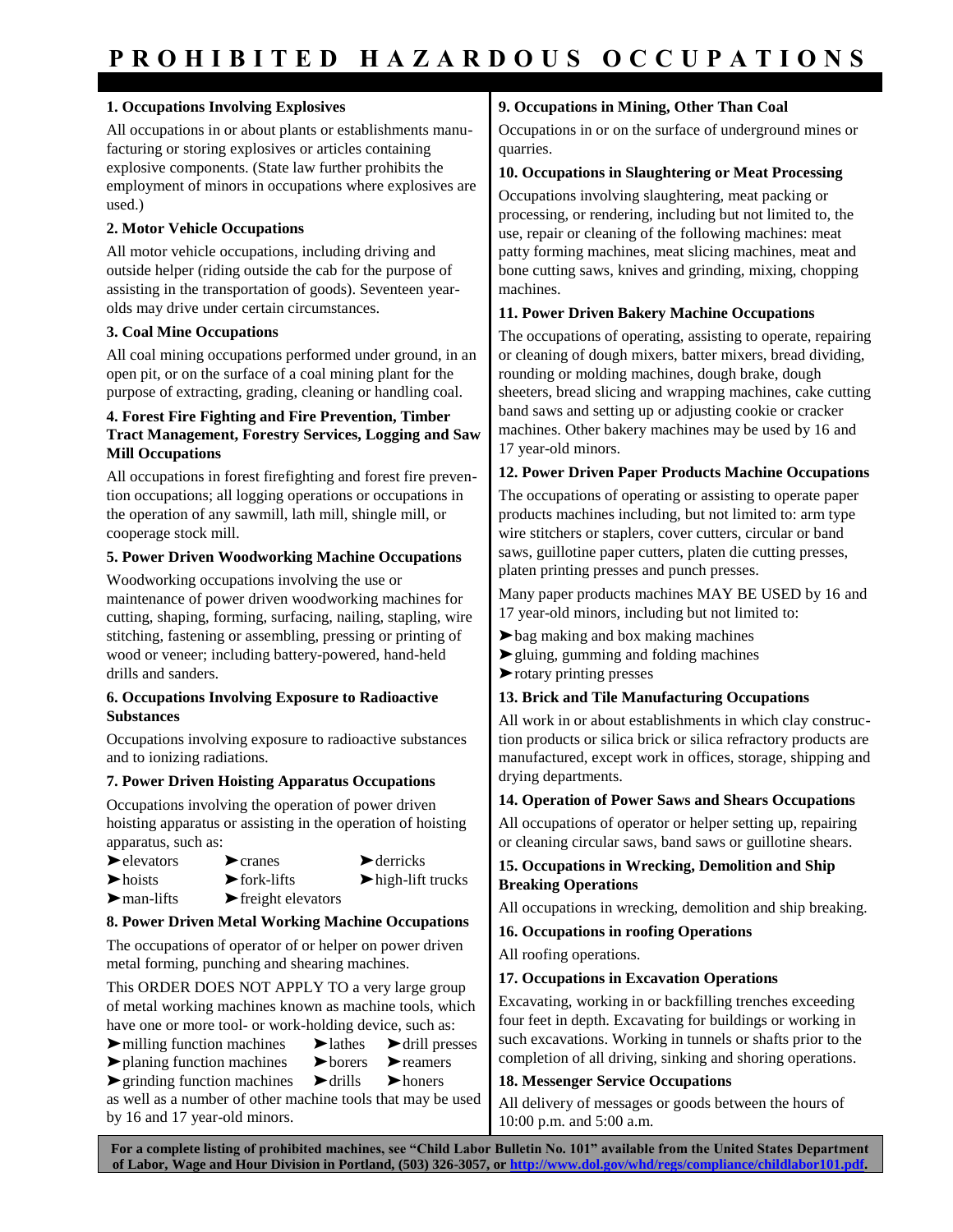# PROHIBITED HAZARDOUS OCCUPATIONS

**1. Occupations Involving Explosives**

All occupations in or about plants or establishments manufacturing or storing explosives or articles containing explosive components. (State law further prohibits the employment of minors in occupations where explosives are used.)

**2. Motor Vehicle Occupations**

All motor vehicle occupations, including driving and outside helper (riding outside the cab for the purpose of assisting in the transportation of goods). Seventeen year-olds may drive under certain circumstances.

**3. Coal Mine Occupations**

All coal mining occupations performed under ground, in an open pit, or on the surface of a coal mining plant for the purpose of extracting, grading, cleaning or handling coal.

**4. Forest Fire Fighting and Fire Prevention, Timber Tract Management, Forestry Services, Logging and Saw Mill Occupations**

All occupations in forest firefighting and forest fire prevention occupations; all logging operations or occupations in the operation of any sawmill, lath mill, shingle mill, or cooperage stock mill.

**5. Power Driven Woodworking Machine Occupations**

Woodworking occupations involving the use or maintenance of power driven woodworking machines for cutting, shaping, forming, surfacing, nailing, stapling, wire stitching, fastening or assembling, pressing or printing of wood or veneer; including battery-powered, hand-held drills and sanders.

**6. Occupations Involving Exposure to Radioactive Substances**

Occupations involving exposure to radioactive substances and to ionizing radiations.

**7. Power Driven Hoisting Apparatus Occupations**

Occupations involving the operation of power driven hoisting apparatus or assisting in the operation of hoisting apparatus, such as:

- elevators
- cranes
- derricks
- hoists
- fork-lifts
- high-lift trucks
- man-lifts
- freight elevators

**8. Power Driven Metal Working Machine Occupations**

The occupations of operator of or helper on power driven metal forming, punching and shearing machines.

This ORDER DOES NOT APPLY TO a very large group of metal working machines known as machine tools, which have one or more tool- or work-holding device, such as:

- milling function machines
- lathes
- drill presses
- planing function machines
- borers
- reamers
- grinding function machines
- drills
- honers

as well as a number of other machine tools that may be used by 16 and 17 year-old minors.

**9. Occupations in Mining, Other Than Coal**

Occupations in or on the surface of underground mines or quarries.

**10. Occupations in Slaughtering or Meat Processing**

Occupations involving slaughtering, meat packing or processing, or rendering, including but not limited to, the use, repair or cleaning of the following machines: meat patty forming machines, meat slicing machines, meat and bone cutting saws, knives and grinding, mixing, chopping machines.

**11. Power Driven Bakery Machine Occupations**

The occupations of operating, assisting to operate, repairing or cleaning of dough mixers, batter mixers, bread dividing, rounding or molding machines, dough brake, dough sheeters, bread slicing and wrapping machines, cake cutting band saws and setting up or adjusting cookie or cracker machines. Other bakery machines may be used by 16 and 17 year-old minors.

**12. Power Driven Paper Products Machine Occupations**

The occupations of operating or assisting to operate paper products machines including, but not limited to: arm type wire stitchers or staplers, cover cutters, circular or band saws, guillotine paper cutters, platen die cutting presses, platen printing presses and punch presses.

Many paper products machines MAY BE USED by 16 and 17 year-old minors, including but not limited to:

- bag making and box making machines
- gluing, gumming and folding machines
- rotary printing presses

**13. Brick and Tile Manufacturing Occupations**

All work in or about establishments in which clay construction products or silica brick or silica refractory products are manufactured, except work in offices, storage, shipping and drying departments.

**14. Operation of Power Saws and Shears Occupations**

All occupations of operator or helper setting up, repairing or cleaning circular saws, band saws or guillotine shears.

**15. Occupations in Wrecking, Demolition and Ship Breaking Operations**

All occupations in wrecking, demolition and ship breaking.

**16. Occupations in roofing Operations**

All roofing operations.

**17. Occupations in Excavation Operations**

Excavating, working in or backfilling trenches exceeding four feet in depth. Excavating for buildings or working in such excavations. Working in tunnels or shafts prior to the completion of all driving, sinking and shoring operations.

**18. Messenger Service Occupations**

All delivery of messages or goods between the hours of 10:00 p.m. and 5:00 a.m.

**For a complete listing of prohibited machines, see "Child Labor Bulletin No. 101" available from the United States Department of Labor, Wage and Hour Division in Portland, (503) 326-3057, or http://www.dol.gov/whd/regs/compliance/childlabor101.pdf.**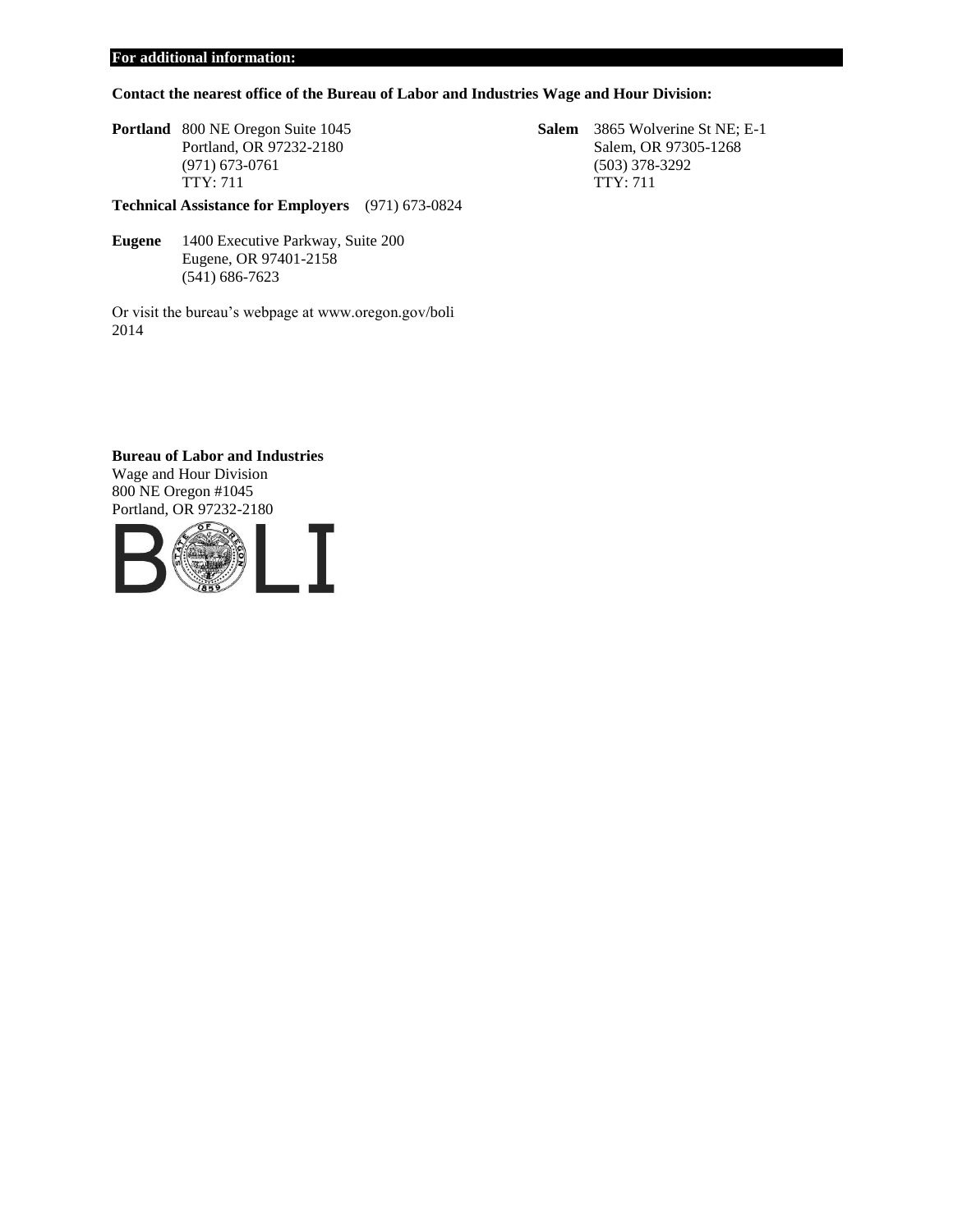**For additional information:**

**Contact the nearest office of the Bureau of Labor and Industries Wage and Hour Division:**

**Portland** 800 NE Oregon Suite 1045
Portland, OR 97232-2180
(971) 673-0761
TTY: 711

**Salem** 3865 Wolverine St NE; E-1
Salem, OR 97305-1268
(503) 378-3292
TTY: 711

**Technical Assistance for Employers** (971) 673-0824

**Eugene** 1400 Executive Parkway, Suite 200
Eugene, OR 97401-2158
(541) 686-7623

Or visit the bureau's webpage at www.oregon.gov/boli
2014

**Bureau of Labor and Industries**
Wage and Hour Division
800 NE Oregon #1045
Portland, OR 97232-2180

BOLI